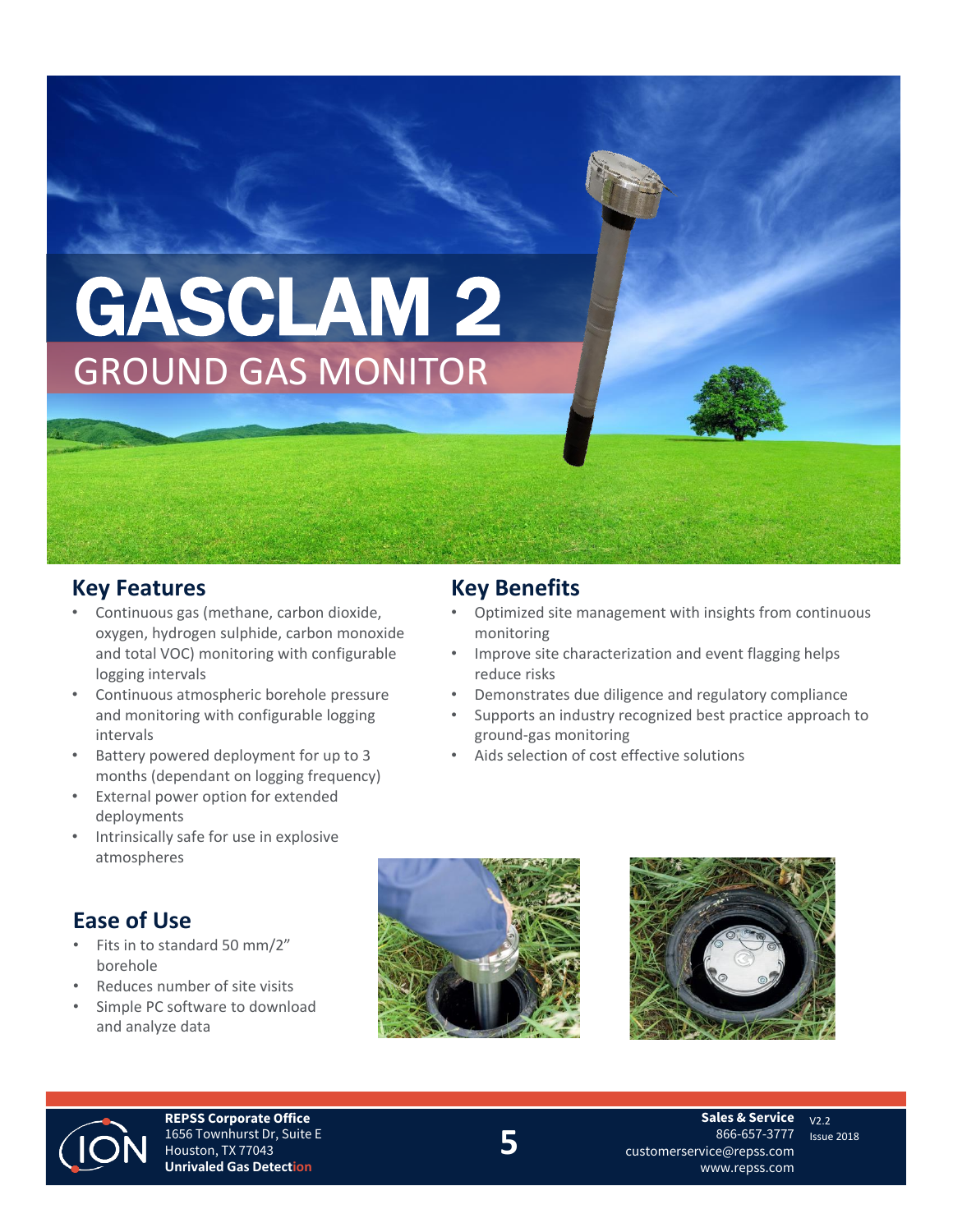# GASCLAM 2

## GROUND GAS MONITOR

## Key Features

- Continuous gas (methane, carbon dioxide, oxygen, hydrogen sulphide, carbon monoxide and total VOC) monitoring with configurable logging intervals
- Continuous atmospheric borehole pressure and monitoring with configurable logging intervals
- Battery powered deployment for up to 3 months (dependant on logging frequency)
- External power option for extended deployments
- Intrinsically safe for use in explosive atmospheres

## Key Benefits

- Optimized site management with insights from continuous monitoring
- Improve site characterization and event flagging helps reduce risks
- Demonstrates due diligence and regulatory compliance
- Supports an industry recognized best practice approach to ground-gas monitoring
- Aids selection of cost effective solutions

## Ease of Use

- Fits in to standard 50 mm/2" borehole
- Reduces number of site visits
- Simple PC software to download and analyze data

**REPSS Corporate Office**
1656 Townhurst Dr, Suite E
Houston, TX 77043
**Unrivaled Gas Detection**

**Sales & Service**
866-657-3777
customerservice@repss.com
www.repss.com

V2.2
Issue 2018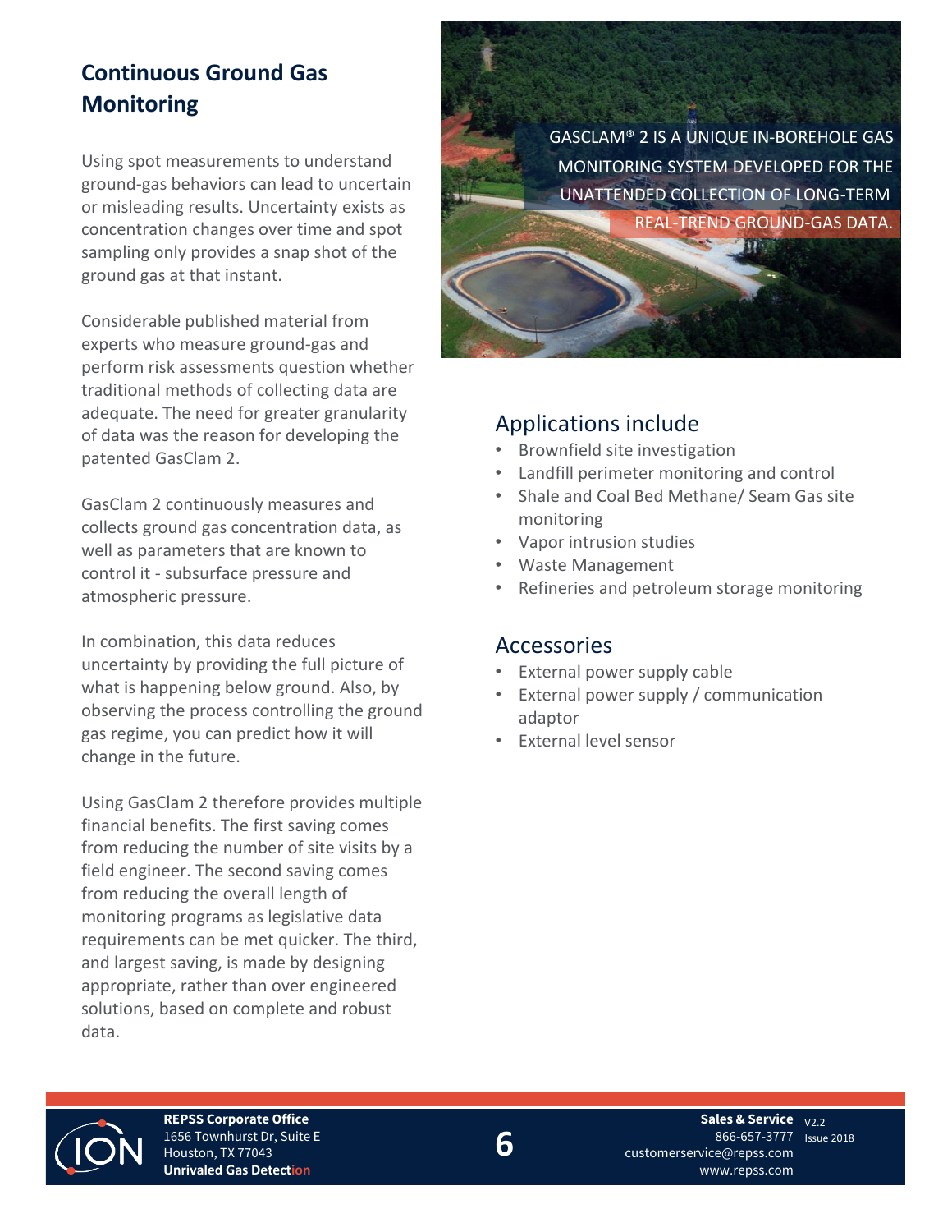## Continuous Ground Gas Monitoring

Using spot measurements to understand ground-gas behaviors can lead to uncertain or misleading results. Uncertainty exists as concentration changes over time and spot sampling only provides a snap shot of the ground gas at that instant.

Considerable published material from experts who measure ground-gas and perform risk assessments question whether traditional methods of collecting data are adequate. The need for greater granularity of data was the reason for developing the patented GasClam 2.

GasClam 2 continuously measures and collects ground gas concentration data, as well as parameters that are known to control it - subsurface pressure and atmospheric pressure.

In combination, this data reduces uncertainty by providing the full picture of what is happening below ground. Also, by observing the process controlling the ground gas regime, you can predict how it will change in the future.

Using GasClam 2 therefore provides multiple financial benefits. The first saving comes from reducing the number of site visits by a field engineer. The second saving comes from reducing the overall length of monitoring programs as legislative data requirements can be met quicker. The third, and largest saving, is made by designing appropriate, rather than over engineered solutions, based on complete and robust data.

GASCLAM® 2 IS A UNIQUE IN-BOREHOLE GAS MONITORING SYSTEM DEVELOPED FOR THE UNATTENDED COLLECTION OF LONG-TERM REAL-TREND GROUND-GAS DATA.

### Applications include

- Brownfield site investigation
- Landfill perimeter monitoring and control
- Shale and Coal Bed Methane/ Seam Gas site monitoring
- Vapor intrusion studies
- Waste Management
- Refineries and petroleum storage monitoring

### Accessories

- External power supply cable
- External power supply / communication adaptor
- External level sensor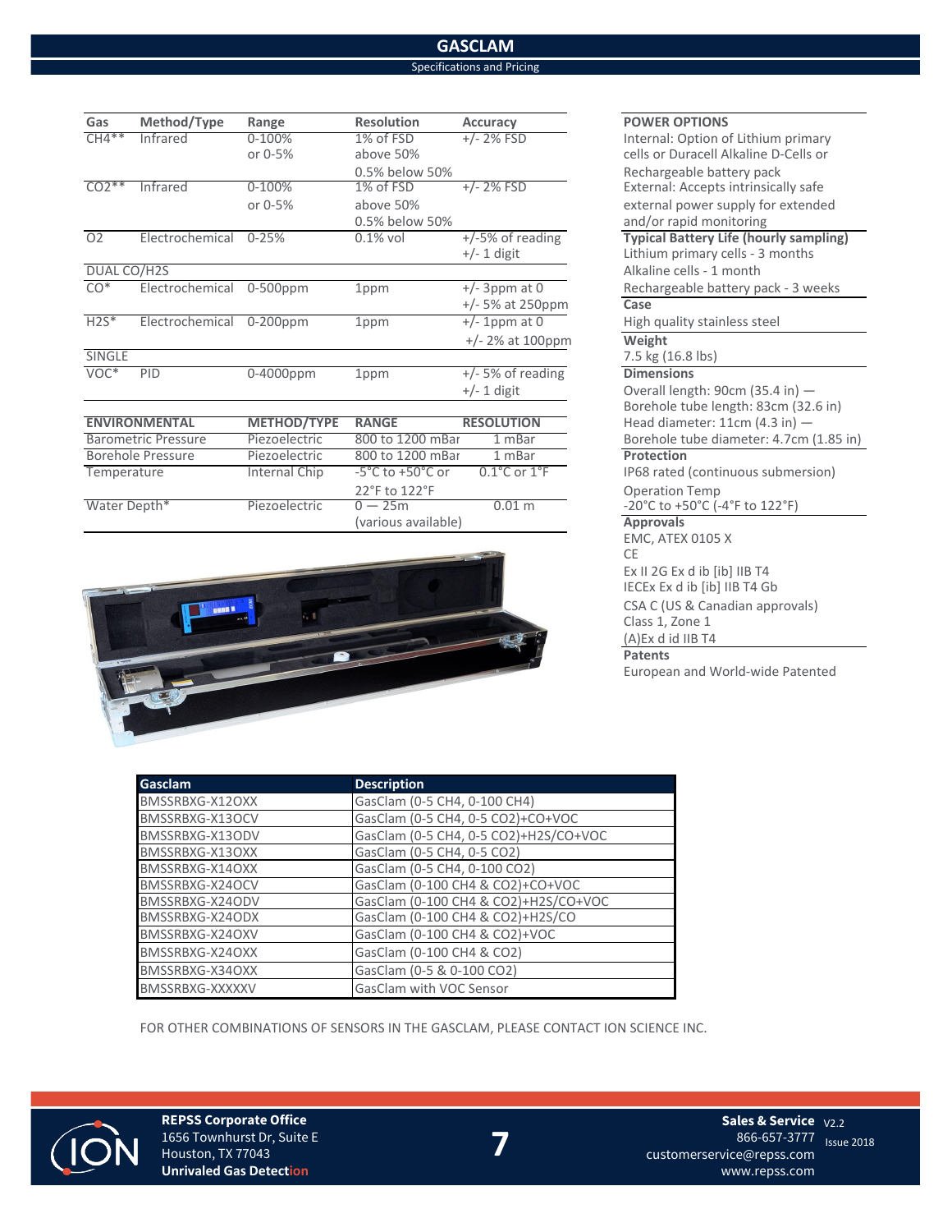# GASCLAM

## Specifications and Pricing

| Gas | Method/Type | Range | Resolution | Accuracy |
|---|---|---|---|---|
| CH4** | Infrared | 0-100% or 0-5% | 1% of FSD above 50% 0.5% below 50% | +/- 2% FSD |
| CO2** | Infrared | 0-100% or 0-5% | 1% of FSD above 50% 0.5% below 50% | +/- 2% FSD |
| O2 | Electrochemical | 0-25% | 0.1% vol | +/-5% of reading +/- 1 digit |
| DUAL CO/H2S | | | | |
| CO* | Electrochemical | 0-500ppm | 1ppm | +/- 3ppm at 0 +/- 5% at 250ppm |
| H2S* | Electrochemical | 0-200ppm | 1ppm | +/- 1ppm at 0 +/- 2% at 100ppm |
| SINGLE | | | | |
| VOC* | PID | 0-4000ppm | 1ppm | +/- 5% of reading +/- 1 digit |

| ENVIRONMENTAL | METHOD/TYPE | RANGE | RESOLUTION |
|---|---|---|---|
| Barometric Pressure | Piezoelectric | 800 to 1200 mBar | 1 mBar |
| Borehole Pressure | Piezoelectric | 800 to 1200 mBar | 1 mBar |
| Temperature | Internal Chip | -5°C to +50°C or 22°F to 122°F | 0.1°C or 1°F |
| Water Depth* | Piezoelectric | 0 — 25m (various available) | 0.01 m |

**POWER OPTIONS**
Internal: Option of Lithium primary cells or Duracell Alkaline D-Cells or Rechargeable battery pack
External: Accepts intrinsically safe external power supply for extended and/or rapid monitoring

**Typical Battery Life (hourly sampling)**
Lithium primary cells - 3 months
Alkaline cells - 1 month
Rechargeable battery pack - 3 weeks

**Case**
High quality stainless steel

**Weight**
7.5 kg (16.8 lbs)

**Dimensions**
Overall length: 90cm (35.4 in) —
Borehole tube length: 83cm (32.6 in)
Head diameter: 11cm (4.3 in) —
Borehole tube diameter: 4.7cm (1.85 in)

**Protection**
IP68 rated (continuous submersion)
Operation Temp
-20°C to +50°C (-4°F to 122°F)

**Approvals**
EMC, ATEX 0105 X
CE
Ex II 2G Ex d ib [ib] IIB T4
IECEx Ex d ib [ib] IIB T4 Gb
CSA C (US & Canadian approvals)
Class 1, Zone 1
(A)Ex d id IIB T4

**Patents**
European and World-wide Patented

| Gasclam | Description |
|---|---|
| BMSSRBXG-X12OXX | GasClam (0-5 CH4, 0-100 CH4) |
| BMSSRBXG-X13OCV | GasClam (0-5 CH4, 0-5 CO2)+CO+VOC |
| BMSSRBXG-X13ODV | GasClam (0-5 CH4, 0-5 CO2)+H2S/CO+VOC |
| BMSSRBXG-X13OXX | GasClam (0-5 CH4, 0-5 CO2) |
| BMSSRBXG-X14OXX | GasClam (0-5 CH4, 0-100 CO2) |
| BMSSRBXG-X24OCV | GasClam (0-100 CH4 & CO2)+CO+VOC |
| BMSSRBXG-X24ODV | GasClam (0-100 CH4 & CO2)+H2S/CO+VOC |
| BMSSRBXG-X24ODX | GasClam (0-100 CH4 & CO2)+H2S/CO |
| BMSSRBXG-X24OXV | GasClam (0-100 CH4 & CO2)+VOC |
| BMSSRBXG-X24OXX | GasClam (0-100 CH4 & CO2) |
| BMSSRBXG-X34OXX | GasClam (0-5 & 0-100 CO2) |
| BMSSRBXG-XXXXXV | GasClam with VOC Sensor |

FOR OTHER COMBINATIONS OF SENSORS IN THE GASCLAM, PLEASE CONTACT ION SCIENCE INC.

**REPSS Corporate Office**
1656 Townhurst Dr, Suite E
Houston, TX 77043
**Unrivaled Gas Detection**

**Sales & Service**
866-657-3777
customerservice@repss.com
www.repss.com

V2.2 Issue 2018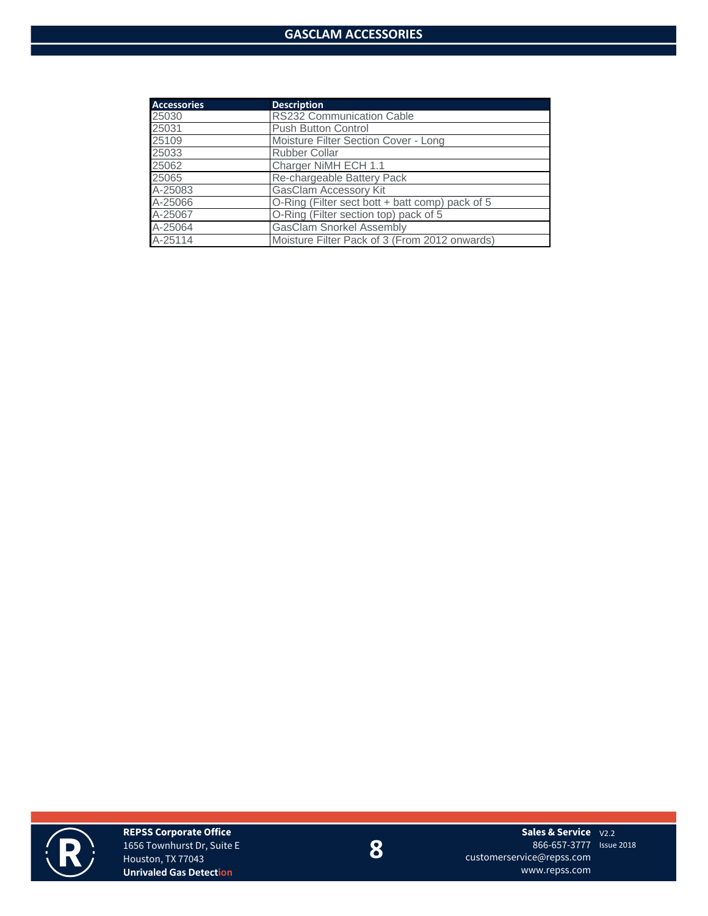## GASCLAM ACCESSORIES

| Accessories | Description |
|---|---|
| 25030 | RS232 Communication Cable |
| 25031 | Push Button Control |
| 25109 | Moisture Filter Section Cover - Long |
| 25033 | Rubber Collar |
| 25062 | Charger NiMH ECH 1.1 |
| 25065 | Re-chargeable Battery Pack |
| A-25083 | GasClam Accessory Kit |
| A-25066 | O-Ring (Filter sect bott + batt comp) pack of 5 |
| A-25067 | O-Ring (Filter section top) pack of 5 |
| A-25064 | GasClam Snorkel Assembly |
| A-25114 | Moisture Filter Pack of 3 (From 2012 onwards) |